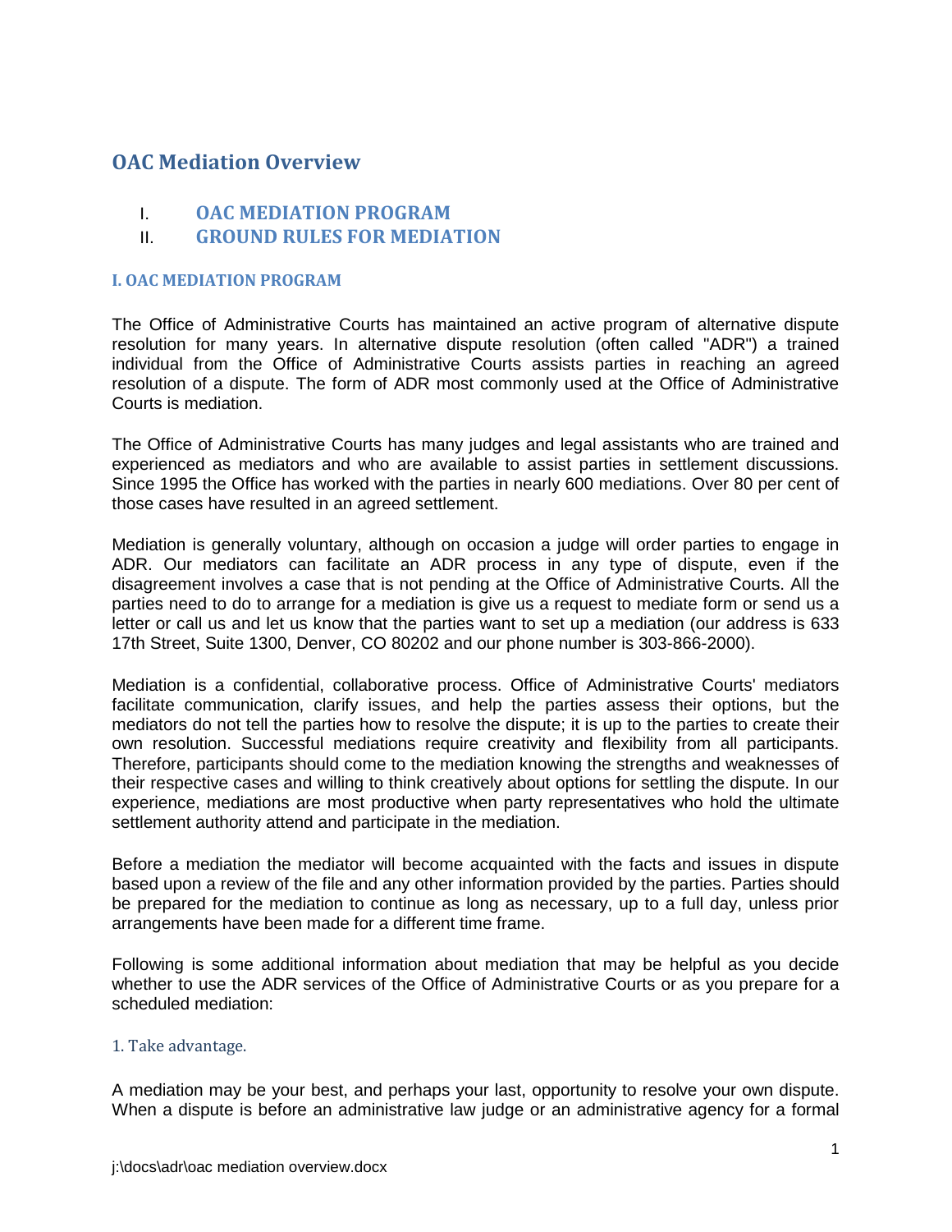# OAC Mediation Overview

I. **OAC MEDIATION PROGRAM**
II. **GROUND RULES FOR MEDIATION**

### I. OAC MEDIATION PROGRAM

The Office of Administrative Courts has maintained an active program of alternative dispute resolution for many years. In alternative dispute resolution (often called "ADR") a trained individual from the Office of Administrative Courts assists parties in reaching an agreed resolution of a dispute. The form of ADR most commonly used at the Office of Administrative Courts is mediation.

The Office of Administrative Courts has many judges and legal assistants who are trained and experienced as mediators and who are available to assist parties in settlement discussions. Since 1995 the Office has worked with the parties in nearly 600 mediations. Over 80 per cent of those cases have resulted in an agreed settlement.

Mediation is generally voluntary, although on occasion a judge will order parties to engage in ADR. Our mediators can facilitate an ADR process in any type of dispute, even if the disagreement involves a case that is not pending at the Office of Administrative Courts. All the parties need to do to arrange for a mediation is give us a request to mediate form or send us a letter or call us and let us know that the parties want to set up a mediation (our address is 633 17th Street, Suite 1300, Denver, CO 80202 and our phone number is 303-866-2000).

Mediation is a confidential, collaborative process. Office of Administrative Courts' mediators facilitate communication, clarify issues, and help the parties assess their options, but the mediators do not tell the parties how to resolve the dispute; it is up to the parties to create their own resolution. Successful mediations require creativity and flexibility from all participants. Therefore, participants should come to the mediation knowing the strengths and weaknesses of their respective cases and willing to think creatively about options for settling the dispute. In our experience, mediations are most productive when party representatives who hold the ultimate settlement authority attend and participate in the mediation.

Before a mediation the mediator will become acquainted with the facts and issues in dispute based upon a review of the file and any other information provided by the parties. Parties should be prepared for the mediation to continue as long as necessary, up to a full day, unless prior arrangements have been made for a different time frame.

Following is some additional information about mediation that may be helpful as you decide whether to use the ADR services of the Office of Administrative Courts or as you prepare for a scheduled mediation:

#### 1. Take advantage.

A mediation may be your best, and perhaps your last, opportunity to resolve your own dispute. When a dispute is before an administrative law judge or an administrative agency for a formal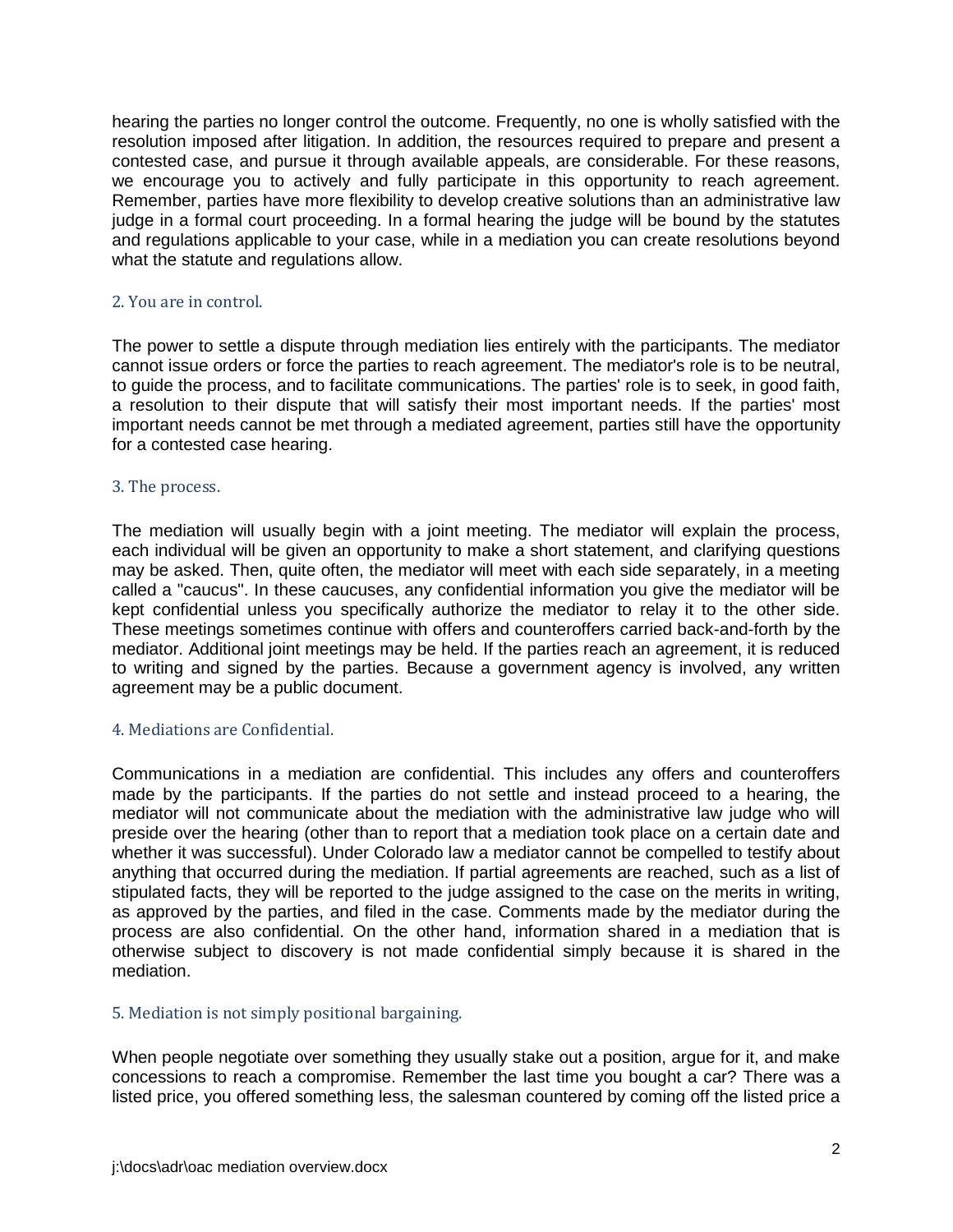hearing the parties no longer control the outcome. Frequently, no one is wholly satisfied with the resolution imposed after litigation. In addition, the resources required to prepare and present a contested case, and pursue it through available appeals, are considerable. For these reasons, we encourage you to actively and fully participate in this opportunity to reach agreement. Remember, parties have more flexibility to develop creative solutions than an administrative law judge in a formal court proceeding. In a formal hearing the judge will be bound by the statutes and regulations applicable to your case, while in a mediation you can create resolutions beyond what the statute and regulations allow.

### 2. You are in control.

The power to settle a dispute through mediation lies entirely with the participants. The mediator cannot issue orders or force the parties to reach agreement. The mediator's role is to be neutral, to guide the process, and to facilitate communications. The parties' role is to seek, in good faith, a resolution to their dispute that will satisfy their most important needs. If the parties' most important needs cannot be met through a mediated agreement, parties still have the opportunity for a contested case hearing.

### 3. The process.

The mediation will usually begin with a joint meeting. The mediator will explain the process, each individual will be given an opportunity to make a short statement, and clarifying questions may be asked. Then, quite often, the mediator will meet with each side separately, in a meeting called a "caucus". In these caucuses, any confidential information you give the mediator will be kept confidential unless you specifically authorize the mediator to relay it to the other side. These meetings sometimes continue with offers and counteroffers carried back-and-forth by the mediator. Additional joint meetings may be held. If the parties reach an agreement, it is reduced to writing and signed by the parties. Because a government agency is involved, any written agreement may be a public document.

### 4. Mediations are Confidential.

Communications in a mediation are confidential. This includes any offers and counteroffers made by the participants. If the parties do not settle and instead proceed to a hearing, the mediator will not communicate about the mediation with the administrative law judge who will preside over the hearing (other than to report that a mediation took place on a certain date and whether it was successful). Under Colorado law a mediator cannot be compelled to testify about anything that occurred during the mediation. If partial agreements are reached, such as a list of stipulated facts, they will be reported to the judge assigned to the case on the merits in writing, as approved by the parties, and filed in the case. Comments made by the mediator during the process are also confidential. On the other hand, information shared in a mediation that is otherwise subject to discovery is not made confidential simply because it is shared in the mediation.

### 5. Mediation is not simply positional bargaining.

When people negotiate over something they usually stake out a position, argue for it, and make concessions to reach a compromise. Remember the last time you bought a car? There was a listed price, you offered something less, the salesman countered by coming off the listed price a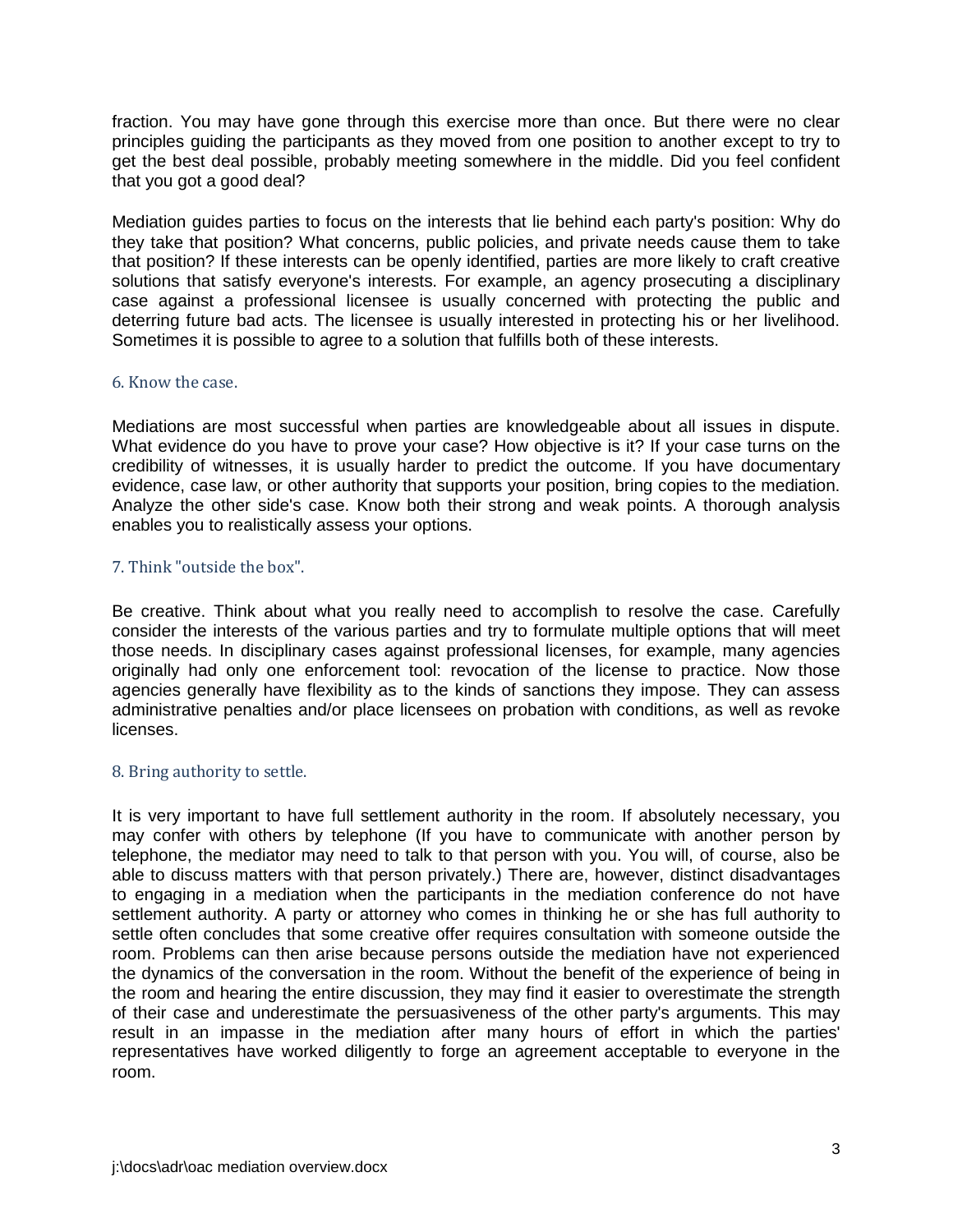fraction. You may have gone through this exercise more than once. But there were no clear principles guiding the participants as they moved from one position to another except to try to get the best deal possible, probably meeting somewhere in the middle. Did you feel confident that you got a good deal?

Mediation guides parties to focus on the interests that lie behind each party's position: Why do they take that position? What concerns, public policies, and private needs cause them to take that position? If these interests can be openly identified, parties are more likely to craft creative solutions that satisfy everyone's interests. For example, an agency prosecuting a disciplinary case against a professional licensee is usually concerned with protecting the public and deterring future bad acts. The licensee is usually interested in protecting his or her livelihood. Sometimes it is possible to agree to a solution that fulfills both of these interests.

### 6. Know the case.

Mediations are most successful when parties are knowledgeable about all issues in dispute. What evidence do you have to prove your case? How objective is it? If your case turns on the credibility of witnesses, it is usually harder to predict the outcome. If you have documentary evidence, case law, or other authority that supports your position, bring copies to the mediation. Analyze the other side's case. Know both their strong and weak points. A thorough analysis enables you to realistically assess your options.

### 7. Think "outside the box".

Be creative. Think about what you really need to accomplish to resolve the case. Carefully consider the interests of the various parties and try to formulate multiple options that will meet those needs. In disciplinary cases against professional licenses, for example, many agencies originally had only one enforcement tool: revocation of the license to practice. Now those agencies generally have flexibility as to the kinds of sanctions they impose. They can assess administrative penalties and/or place licensees on probation with conditions, as well as revoke licenses.

### 8. Bring authority to settle.

It is very important to have full settlement authority in the room. If absolutely necessary, you may confer with others by telephone (If you have to communicate with another person by telephone, the mediator may need to talk to that person with you. You will, of course, also be able to discuss matters with that person privately.) There are, however, distinct disadvantages to engaging in a mediation when the participants in the mediation conference do not have settlement authority. A party or attorney who comes in thinking he or she has full authority to settle often concludes that some creative offer requires consultation with someone outside the room. Problems can then arise because persons outside the mediation have not experienced the dynamics of the conversation in the room. Without the benefit of the experience of being in the room and hearing the entire discussion, they may find it easier to overestimate the strength of their case and underestimate the persuasiveness of the other party's arguments. This may result in an impasse in the mediation after many hours of effort in which the parties' representatives have worked diligently to forge an agreement acceptable to everyone in the room.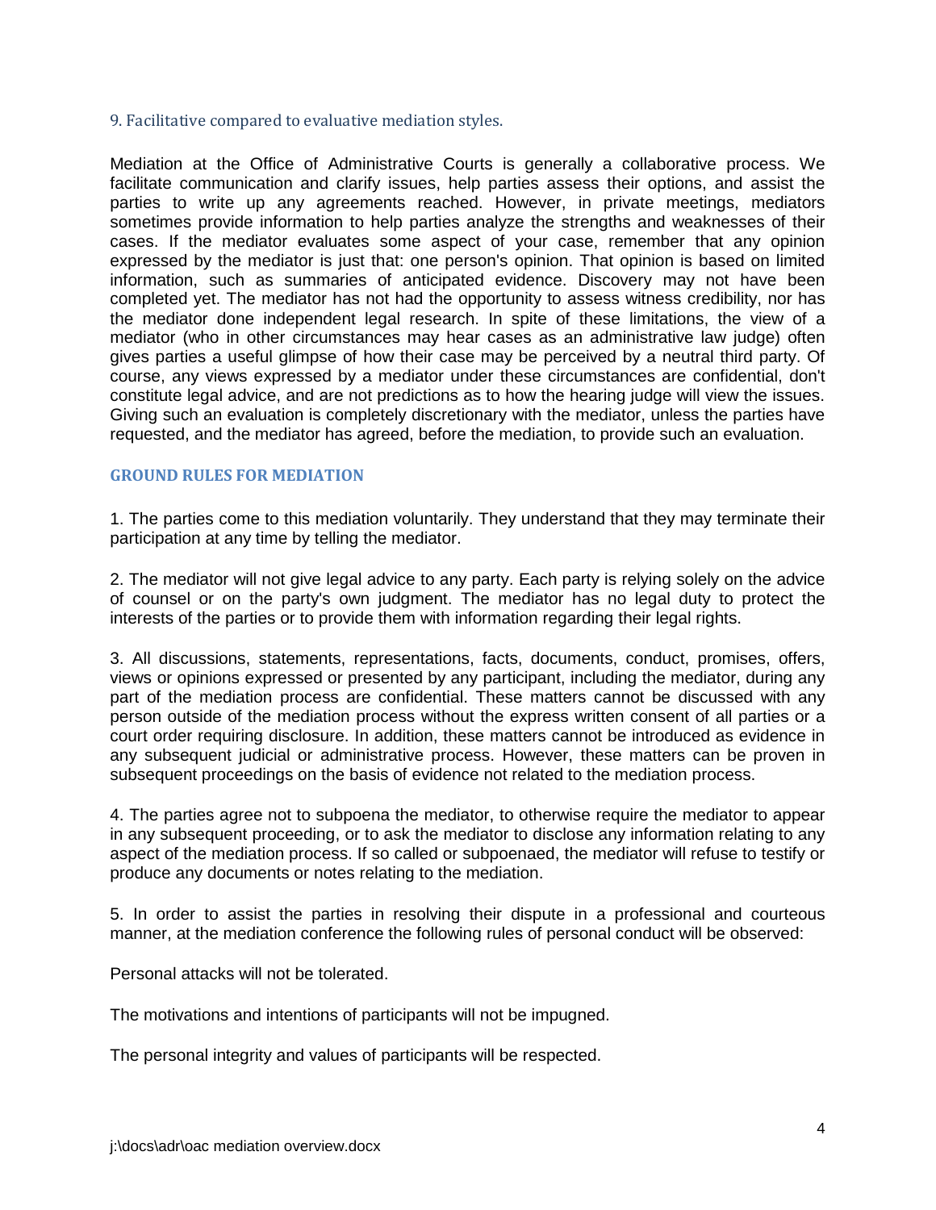### 9. Facilitative compared to evaluative mediation styles.

Mediation at the Office of Administrative Courts is generally a collaborative process. We facilitate communication and clarify issues, help parties assess their options, and assist the parties to write up any agreements reached. However, in private meetings, mediators sometimes provide information to help parties analyze the strengths and weaknesses of their cases. If the mediator evaluates some aspect of your case, remember that any opinion expressed by the mediator is just that: one person's opinion. That opinion is based on limited information, such as summaries of anticipated evidence. Discovery may not have been completed yet. The mediator has not had the opportunity to assess witness credibility, nor has the mediator done independent legal research. In spite of these limitations, the view of a mediator (who in other circumstances may hear cases as an administrative law judge) often gives parties a useful glimpse of how their case may be perceived by a neutral third party. Of course, any views expressed by a mediator under these circumstances are confidential, don't constitute legal advice, and are not predictions as to how the hearing judge will view the issues. Giving such an evaluation is completely discretionary with the mediator, unless the parties have requested, and the mediator has agreed, before the mediation, to provide such an evaluation.

## GROUND RULES FOR MEDIATION

1. The parties come to this mediation voluntarily. They understand that they may terminate their participation at any time by telling the mediator.

2. The mediator will not give legal advice to any party. Each party is relying solely on the advice of counsel or on the party's own judgment. The mediator has no legal duty to protect the interests of the parties or to provide them with information regarding their legal rights.

3. All discussions, statements, representations, facts, documents, conduct, promises, offers, views or opinions expressed or presented by any participant, including the mediator, during any part of the mediation process are confidential. These matters cannot be discussed with any person outside of the mediation process without the express written consent of all parties or a court order requiring disclosure. In addition, these matters cannot be introduced as evidence in any subsequent judicial or administrative process. However, these matters can be proven in subsequent proceedings on the basis of evidence not related to the mediation process.

4. The parties agree not to subpoena the mediator, to otherwise require the mediator to appear in any subsequent proceeding, or to ask the mediator to disclose any information relating to any aspect of the mediation process. If so called or subpoenaed, the mediator will refuse to testify or produce any documents or notes relating to the mediation.

5. In order to assist the parties in resolving their dispute in a professional and courteous manner, at the mediation conference the following rules of personal conduct will be observed:

Personal attacks will not be tolerated.

The motivations and intentions of participants will not be impugned.

The personal integrity and values of participants will be respected.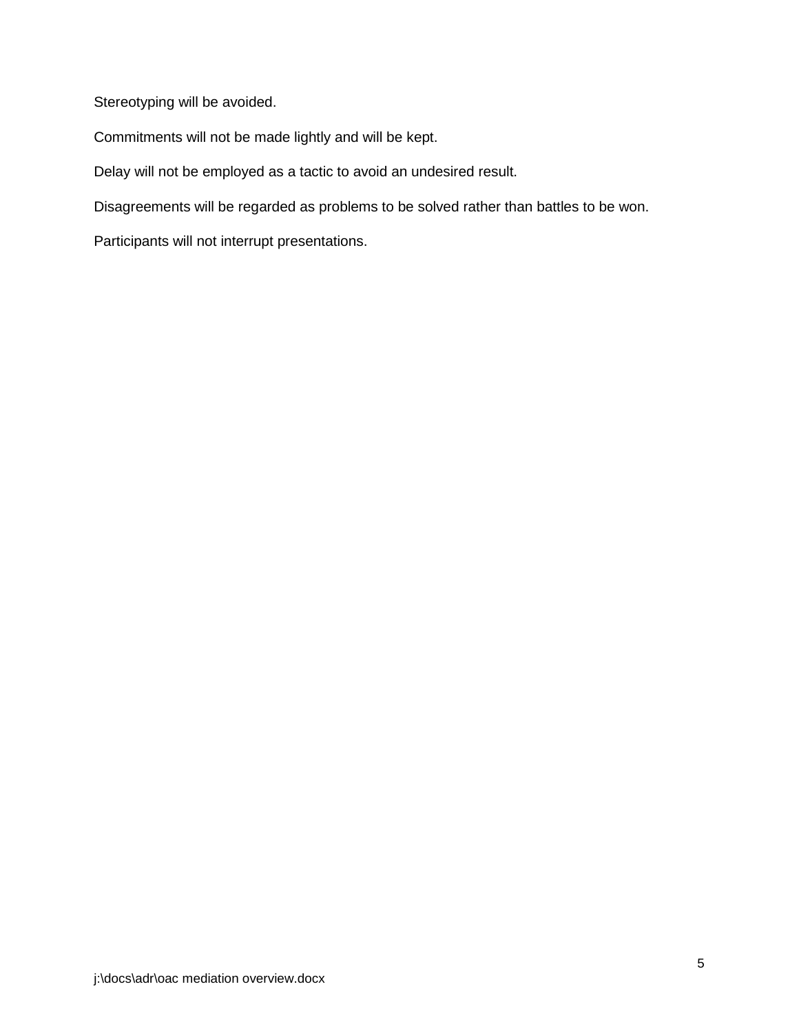Stereotyping will be avoided.

Commitments will not be made lightly and will be kept.

Delay will not be employed as a tactic to avoid an undesired result.

Disagreements will be regarded as problems to be solved rather than battles to be won.

Participants will not interrupt presentations.